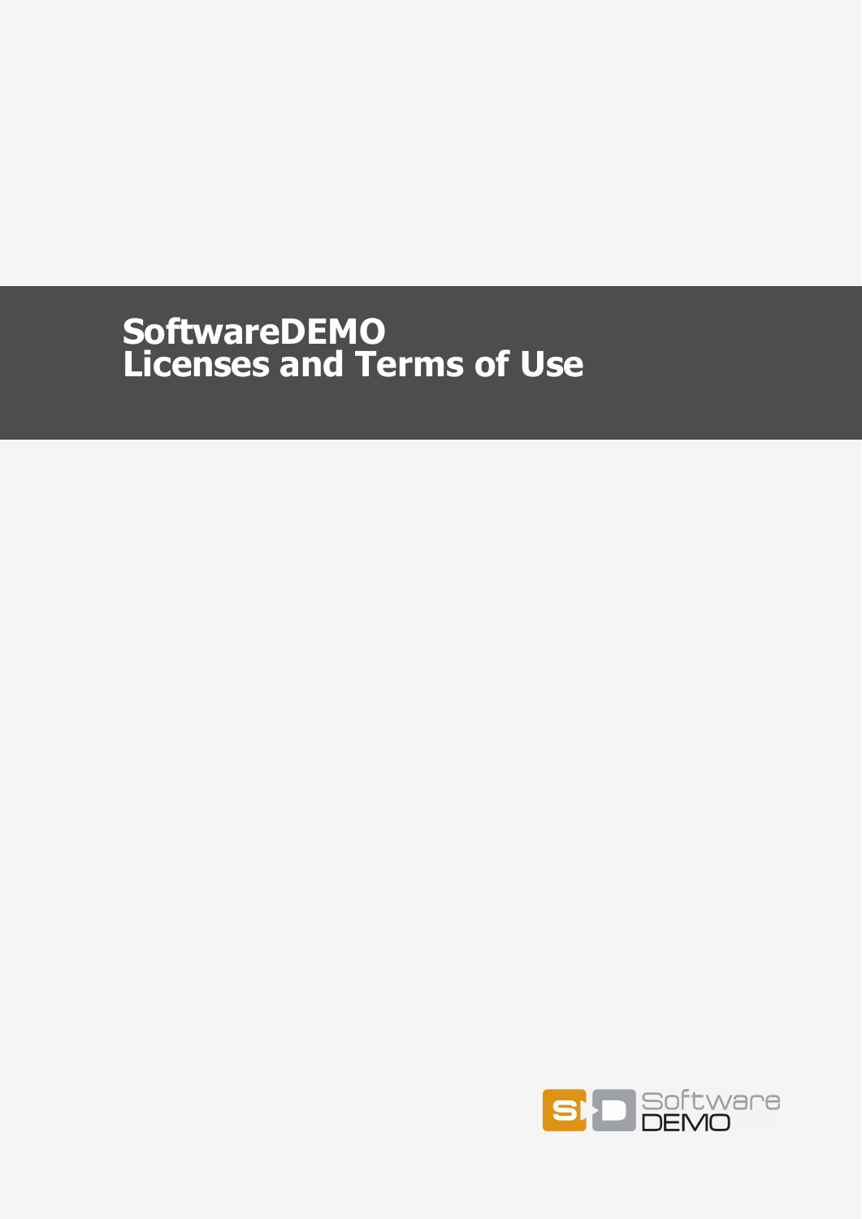# SoftwareDEMO
# Licenses and Terms of Use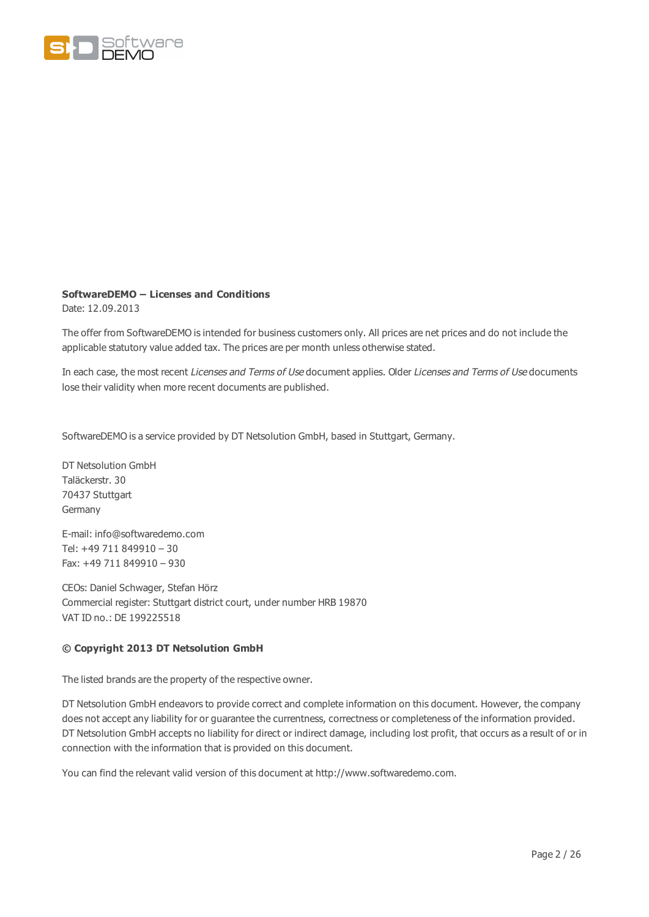**SoftwareDEMO – Licenses and Conditions**
Date: 12.09.2013

The offer from SoftwareDEMO is intended for business customers only. All prices are net prices and do not include the applicable statutory value added tax. The prices are per month unless otherwise stated.

In each case, the most recent *Licenses and Terms of Use* document applies. Older *Licenses and Terms of Use* documents lose their validity when more recent documents are published.

SoftwareDEMO is a service provided by DT Netsolution GmbH, based in Stuttgart, Germany.

DT Netsolution GmbH
Taläckerstr. 30
70437 Stuttgart
Germany

E-mail: info@softwaredemo.com
Tel: +49 711 849910 – 30
Fax: +49 711 849910 – 930

CEOs: Daniel Schwager, Stefan Hörz
Commercial register: Stuttgart district court, under number HRB 19870
VAT ID no.: DE 199225518

**© Copyright 2013 DT Netsolution GmbH**

The listed brands are the property of the respective owner.

DT Netsolution GmbH endeavors to provide correct and complete information on this document. However, the company does not accept any liability for or guarantee the currentness, correctness or completeness of the information provided. DT Netsolution GmbH accepts no liability for direct or indirect damage, including lost profit, that occurs as a result of or in connection with the information that is provided on this document.

You can find the relevant valid version of this document at http://www.softwaredemo.com.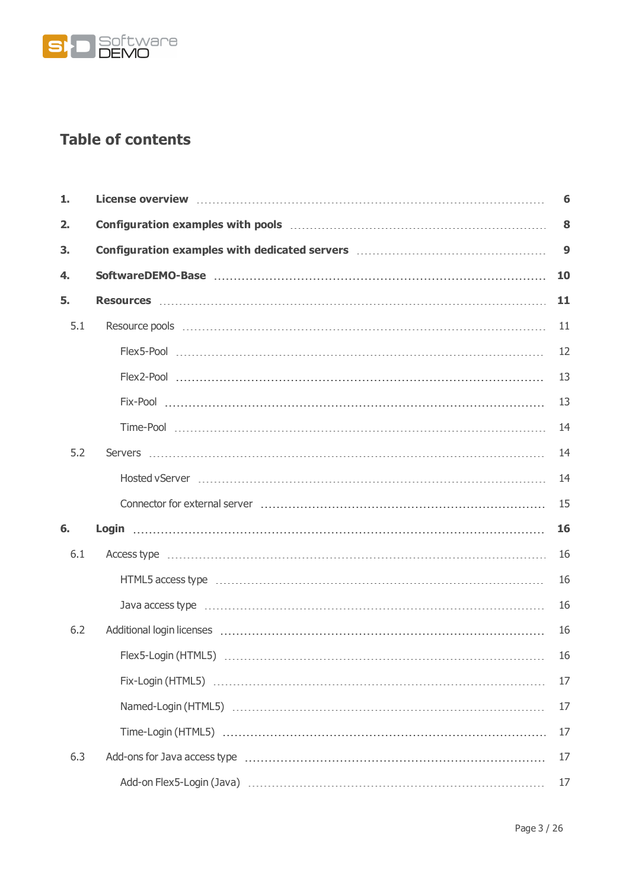# Table of contents

| | | |
|---|---|---|
| **1.** | **License overview** | **6** |
| **2.** | **Configuration examples with pools** | **8** |
| **3.** | **Configuration examples with dedicated servers** | **9** |
| **4.** | **SoftwareDEMO-Base** | **10** |
| **5.** | **Resources** | **11** |
| 5.1 | Resource pools | 11 |
| | Flex5-Pool | 12 |
| | Flex2-Pool | 13 |
| | Fix-Pool | 13 |
| | Time-Pool | 14 |
| 5.2 | Servers | 14 |
| | Hosted vServer | 14 |
| | Connector for external server | 15 |
| **6.** | **Login** | **16** |
| 6.1 | Access type | 16 |
| | HTML5 access type | 16 |
| | Java access type | 16 |
| 6.2 | Additional login licenses | 16 |
| | Flex5-Login (HTML5) | 16 |
| | Fix-Login (HTML5) | 17 |
| | Named-Login (HTML5) | 17 |
| | Time-Login (HTML5) | 17 |
| 6.3 | Add-ons for Java access type | 17 |
| | Add-on Flex5-Login (Java) | 17 |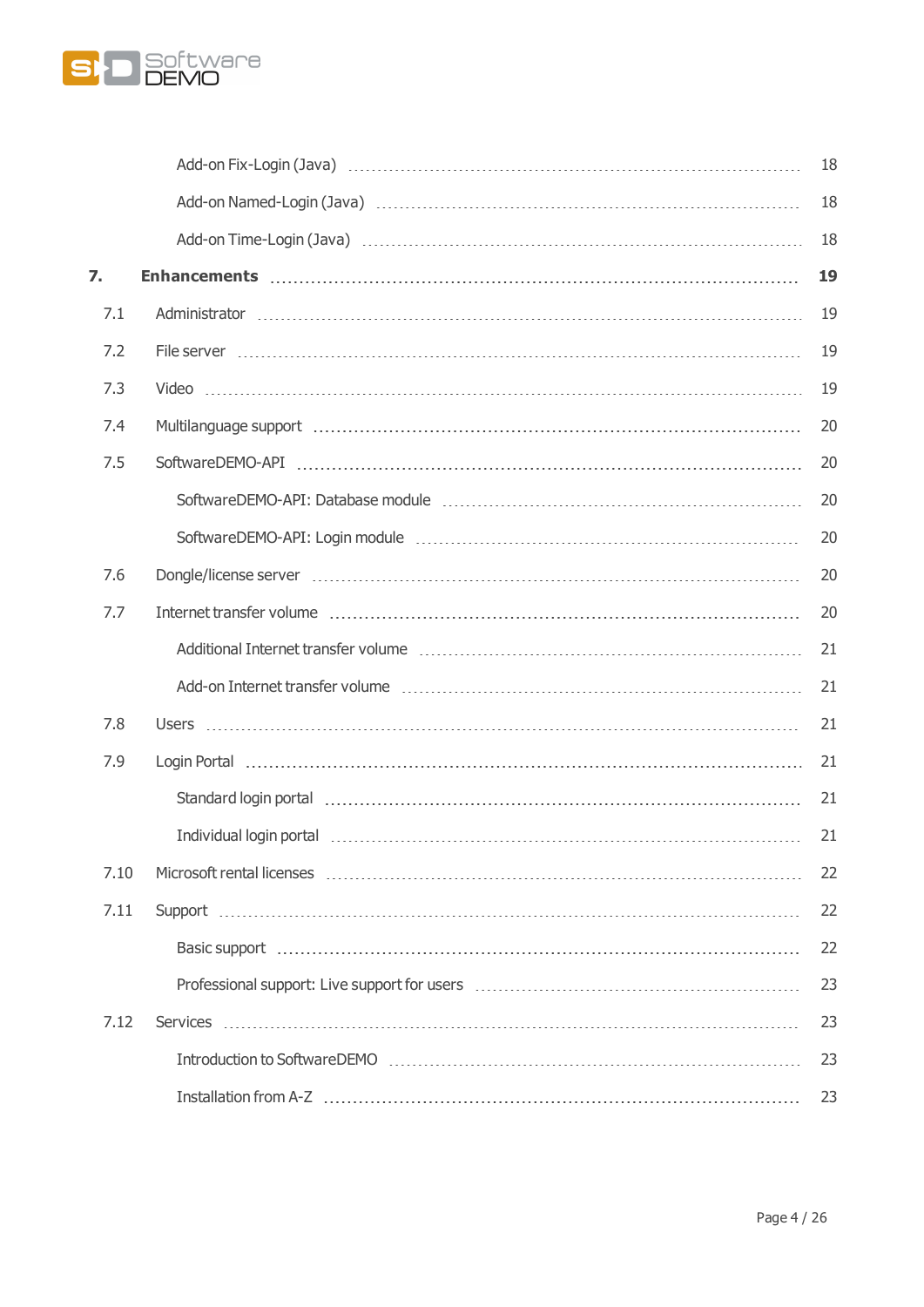Add-on Fix-Login (Java) ..... 18

Add-on Named-Login (Java) ..... 18

Add-on Time-Login (Java) ..... 18

**7. Enhancements ..... 19**

7.1 Administrator ..... 19

7.2 File server ..... 19

7.3 Video ..... 19

7.4 Multilanguage support ..... 20

7.5 SoftwareDEMO-API ..... 20

SoftwareDEMO-API: Database module ..... 20

SoftwareDEMO-API: Login module ..... 20

7.6 Dongle/license server ..... 20

7.7 Internet transfer volume ..... 20

Additional Internet transfer volume ..... 21

Add-on Internet transfer volume ..... 21

7.8 Users ..... 21

7.9 Login Portal ..... 21

Standard login portal ..... 21

Individual login portal ..... 21

7.10 Microsoft rental licenses ..... 22

7.11 Support ..... 22

Basic support ..... 22

Professional support: Live support for users ..... 23

7.12 Services ..... 23

Introduction to SoftwareDEMO ..... 23

Installation from A-Z ..... 23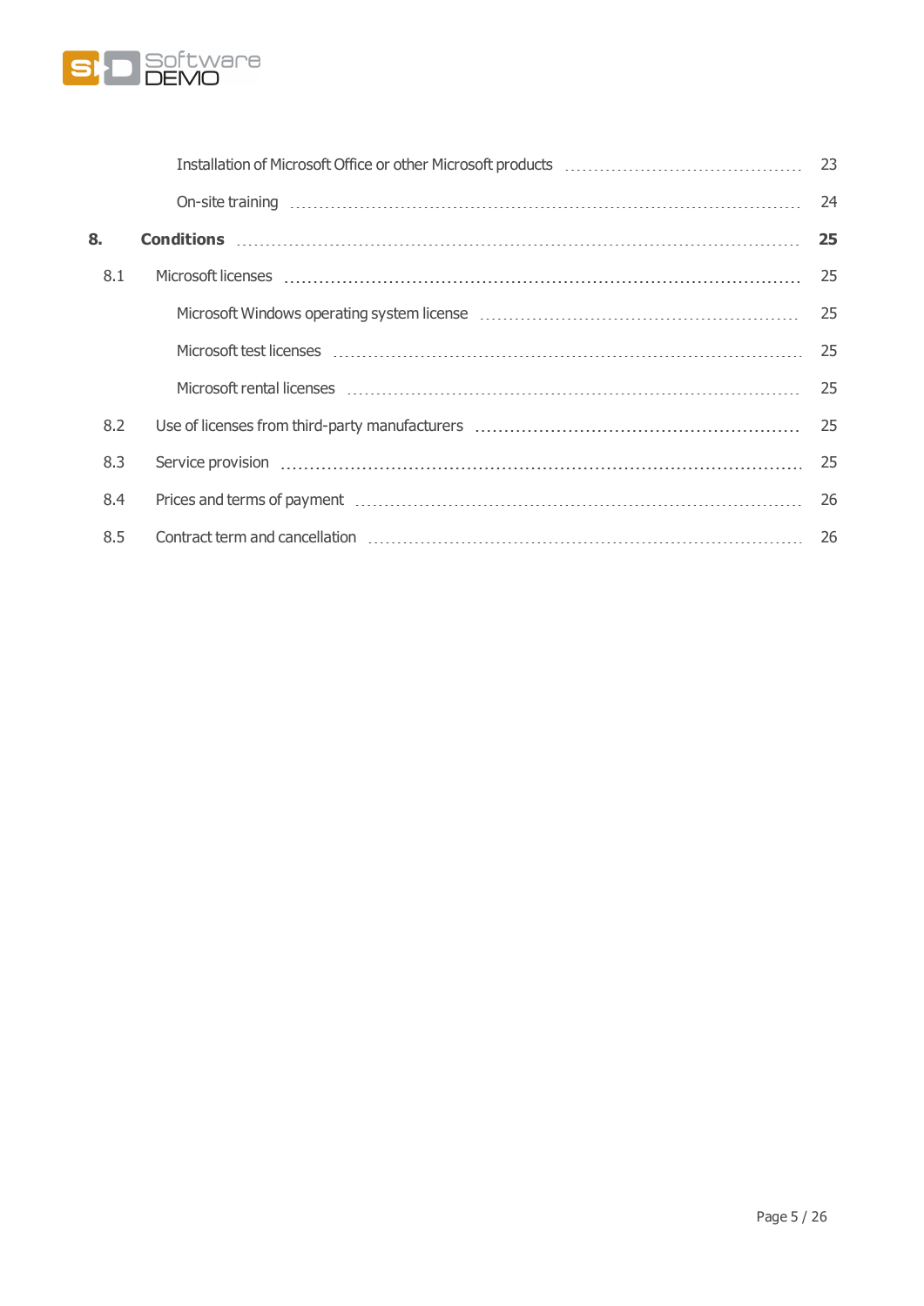Installation of Microsoft Office or other Microsoft products ..... 23

On-site training ..... 24

**8. Conditions ..... 25**

8.1 Microsoft licenses ..... 25

Microsoft Windows operating system license ..... 25

Microsoft test licenses ..... 25

Microsoft rental licenses ..... 25

8.2 Use of licenses from third-party manufacturers ..... 25

8.3 Service provision ..... 25

8.4 Prices and terms of payment ..... 26

8.5 Contract term and cancellation ..... 26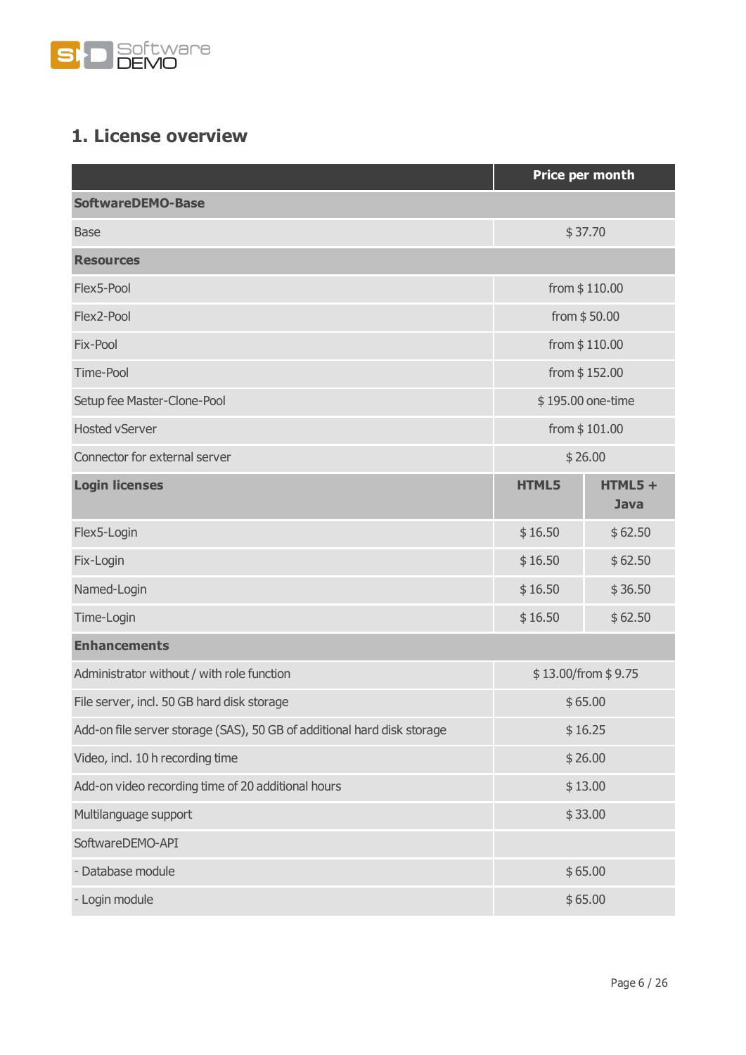## 1. License overview

| | Price per month | |
|---|---|---|
| **SoftwareDEMO-Base** | | |
| Base | $ 37.70 | |
| **Resources** | | |
| Flex5-Pool | from $ 110.00 | |
| Flex2-Pool | from $ 50.00 | |
| Fix-Pool | from $ 110.00 | |
| Time-Pool | from $ 152.00 | |
| Setup fee Master-Clone-Pool | $ 195.00 one-time | |
| Hosted vServer | from $ 101.00 | |
| Connector for external server | $ 26.00 | |
| **Login licenses** | **HTML5** | **HTML5 + Java** |
| Flex5-Login | $ 16.50 | $ 62.50 |
| Fix-Login | $ 16.50 | $ 62.50 |
| Named-Login | $ 16.50 | $ 36.50 |
| Time-Login | $ 16.50 | $ 62.50 |
| **Enhancements** | | |
| Administrator without / with role function | $ 13.00/from $ 9.75 | |
| File server, incl. 50 GB hard disk storage | $ 65.00 | |
| Add-on file server storage (SAS), 50 GB of additional hard disk storage | $ 16.25 | |
| Video, incl. 10 h recording time | $ 26.00 | |
| Add-on video recording time of 20 additional hours | $ 13.00 | |
| Multilanguage support | $ 33.00 | |
| SoftwareDEMO-API | | |
| - Database module | $ 65.00 | |
| - Login module | $ 65.00 | |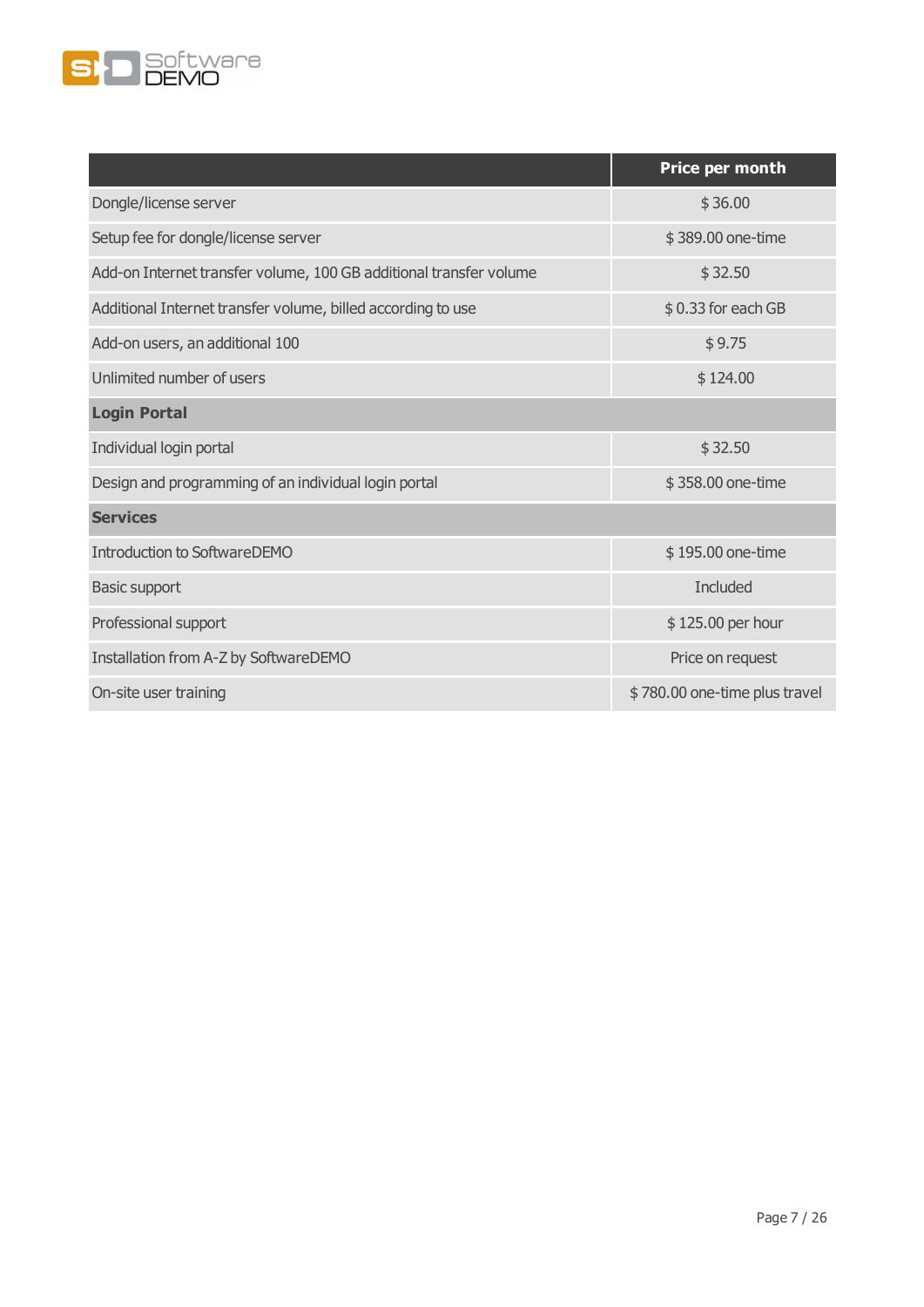|  | Price per month |
| --- | --- |
| Dongle/license server | $ 36.00 |
| Setup fee for dongle/license server | $ 389.00 one-time |
| Add-on Internet transfer volume, 100 GB additional transfer volume | $ 32.50 |
| Additional Internet transfer volume, billed according to use | $ 0.33 for each GB |
| Add-on users, an additional 100 | $ 9.75 |
| Unlimited number of users | $ 124.00 |
| **Login Portal** |  |
| Individual login portal | $ 32.50 |
| Design and programming of an individual login portal | $ 358.00 one-time |
| **Services** |  |
| Introduction to SoftwareDEMO | $ 195.00 one-time |
| Basic support | Included |
| Professional support | $ 125.00 per hour |
| Installation from A-Z by SoftwareDEMO | Price on request |
| On-site user training | $ 780.00 one-time plus travel |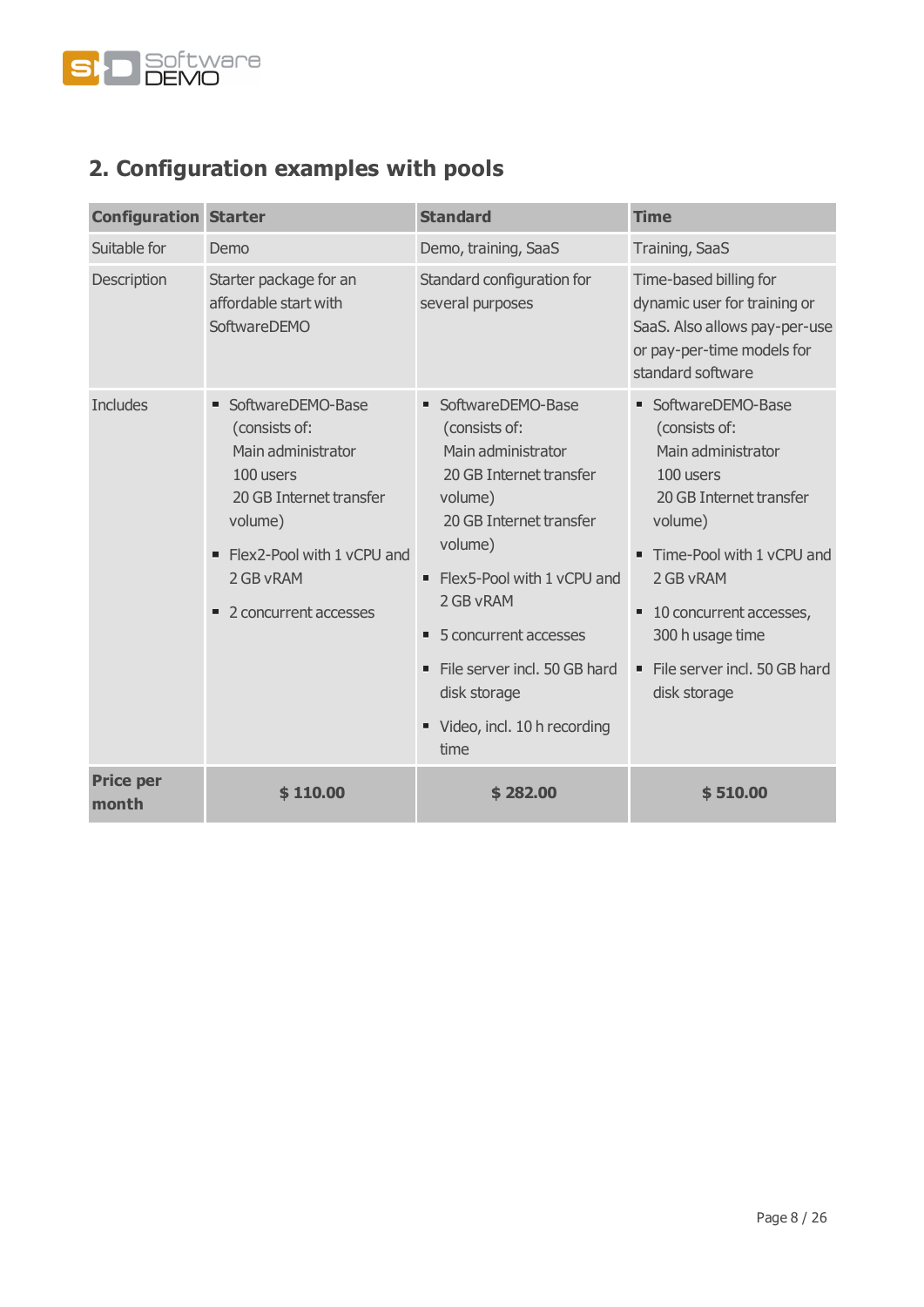## 2. Configuration examples with pools

| Configuration | Starter | Standard | Time |
|---|---|---|---|
| Suitable for | Demo | Demo, training, SaaS | Training, SaaS |
| Description | Starter package for an affordable start with SoftwareDEMO | Standard configuration for several purposes | Time-based billing for dynamic user for training or SaaS. Also allows pay-per-use or pay-per-time models for standard software |
| Includes | ▪ SoftwareDEMO-Base (consists of: Main administrator 100 users 20 GB Internet transfer volume)<br>▪ Flex2-Pool with 1 vCPU and 2 GB vRAM<br>▪ 2 concurrent accesses | ▪ SoftwareDEMO-Base (consists of: Main administrator 20 GB Internet transfer volume) 20 GB Internet transfer volume)<br>▪ Flex5-Pool with 1 vCPU and 2 GB vRAM<br>▪ 5 concurrent accesses<br>▪ File server incl. 50 GB hard disk storage<br>▪ Video, incl. 10 h recording time | ▪ SoftwareDEMO-Base (consists of: Main administrator 100 users 20 GB Internet transfer volume)<br>▪ Time-Pool with 1 vCPU and 2 GB vRAM<br>▪ 10 concurrent accesses, 300 h usage time<br>▪ File server incl. 50 GB hard disk storage |
| **Price per month** | **$ 110.00** | **$ 282.00** | **$ 510.00** |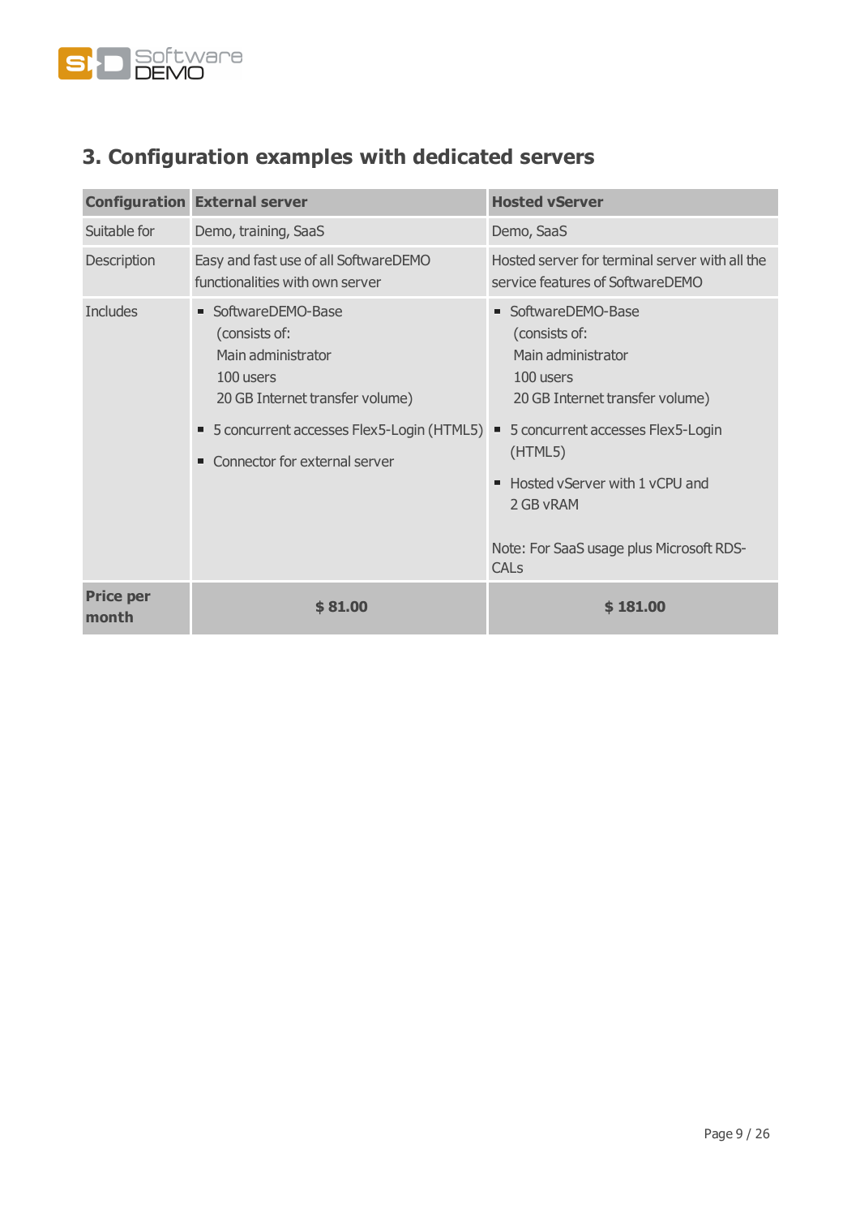## 3. Configuration examples with dedicated servers

| Configuration | External server | Hosted vServer |
| --- | --- | --- |
| Suitable for | Demo, training, SaaS | Demo, SaaS |
| Description | Easy and fast use of all SoftwareDEMO functionalities with own server | Hosted server for terminal server with all the service features of SoftwareDEMO |
| Includes | ▪ SoftwareDEMO-Base (consists of: Main administrator 100 users 20 GB Internet transfer volume)<br>▪ 5 concurrent accesses Flex5-Login (HTML5)<br>▪ Connector for external server | ▪ SoftwareDEMO-Base (consists of: Main administrator 100 users 20 GB Internet transfer volume)<br>▪ 5 concurrent accesses Flex5-Login (HTML5)<br>▪ Hosted vServer with 1 vCPU and 2 GB vRAM<br><br>Note: For SaaS usage plus Microsoft RDS-CALs |
| **Price per month** | **$ 81.00** | **$ 181.00** |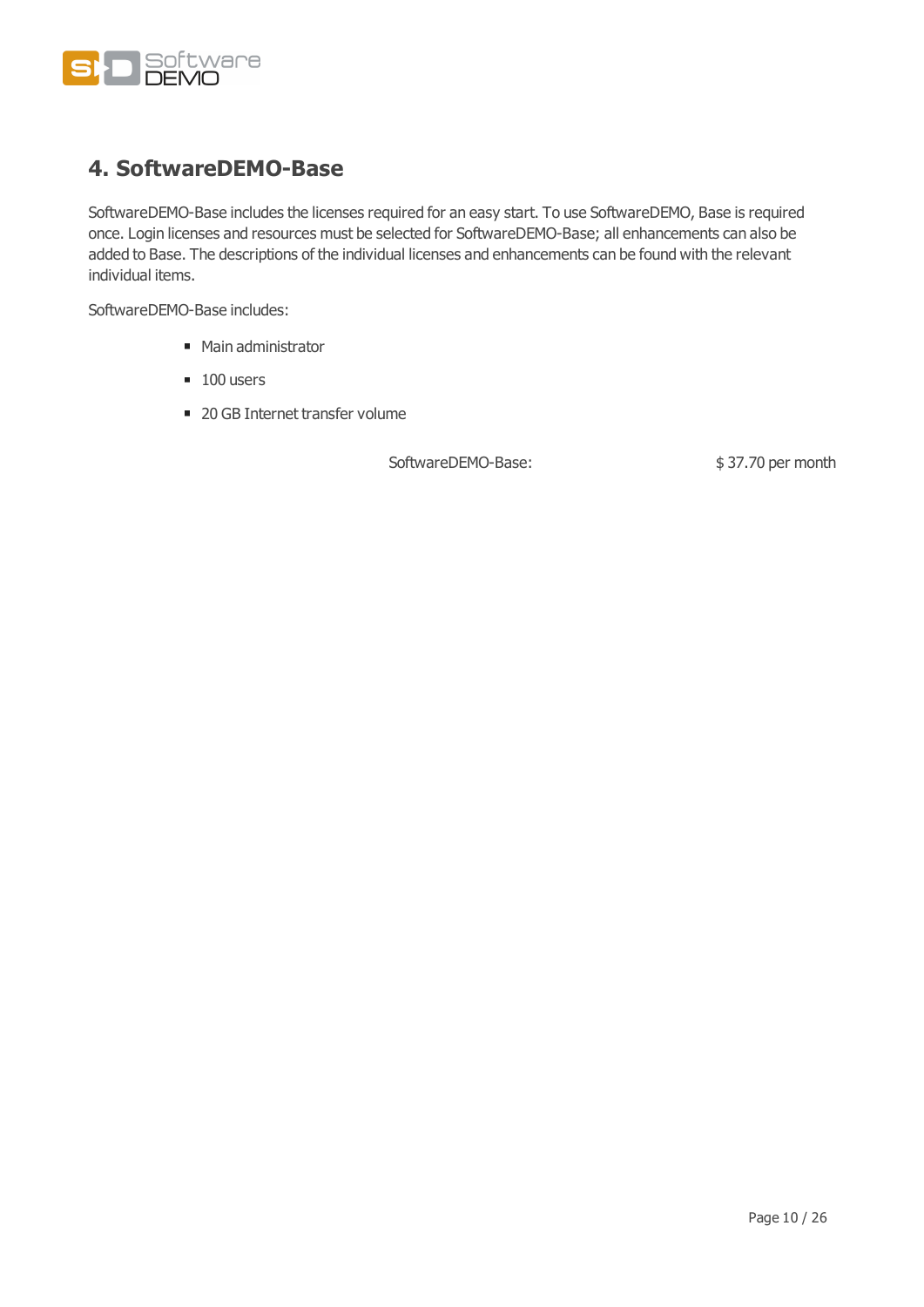## 4. SoftwareDEMO-Base

SoftwareDEMO-Base includes the licenses required for an easy start. To use SoftwareDEMO, Base is required once. Login licenses and resources must be selected for SoftwareDEMO-Base; all enhancements can also be added to Base. The descriptions of the individual licenses and enhancements can be found with the relevant individual items.

SoftwareDEMO-Base includes:

- Main administrator
- 100 users
- 20 GB Internet transfer volume

SoftwareDEMO-Base: $ 37.70 per month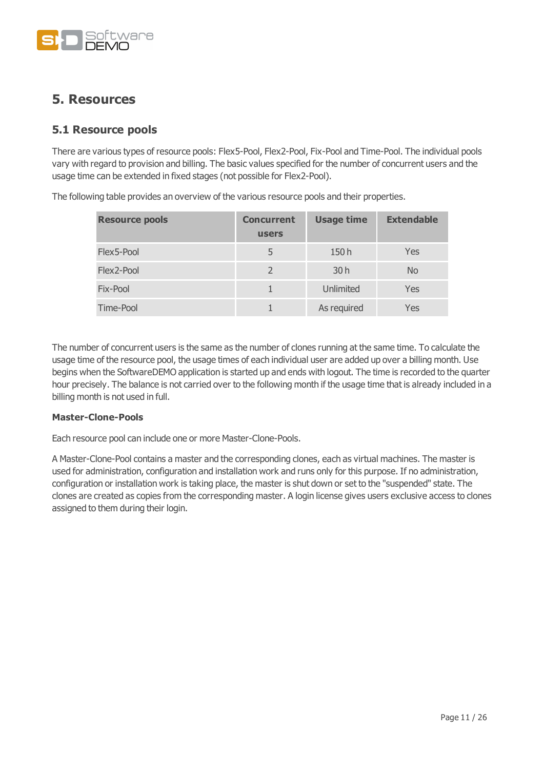# 5. Resources

## 5.1 Resource pools

There are various types of resource pools: Flex5-Pool, Flex2-Pool, Fix-Pool and Time-Pool. The individual pools vary with regard to provision and billing. The basic values specified for the number of concurrent users and the usage time can be extended in fixed stages (not possible for Flex2-Pool).

The following table provides an overview of the various resource pools and their properties.

| Resource pools | Concurrent users | Usage time | Extendable |
|---|---|---|---|
| Flex5-Pool | 5 | 150 h | Yes |
| Flex2-Pool | 2 | 30 h | No |
| Fix-Pool | 1 | Unlimited | Yes |
| Time-Pool | 1 | As required | Yes |

The number of concurrent users is the same as the number of clones running at the same time. To calculate the usage time of the resource pool, the usage times of each individual user are added up over a billing month. Use begins when the SoftwareDEMO application is started up and ends with logout. The time is recorded to the quarter hour precisely. The balance is not carried over to the following month if the usage time that is already included in a billing month is not used in full.

**Master-Clone-Pools**

Each resource pool can include one or more Master-Clone-Pools.

A Master-Clone-Pool contains a master and the corresponding clones, each as virtual machines. The master is used for administration, configuration and installation work and runs only for this purpose. If no administration, configuration or installation work is taking place, the master is shut down or set to the "suspended" state. The clones are created as copies from the corresponding master. A login license gives users exclusive access to clones assigned to them during their login.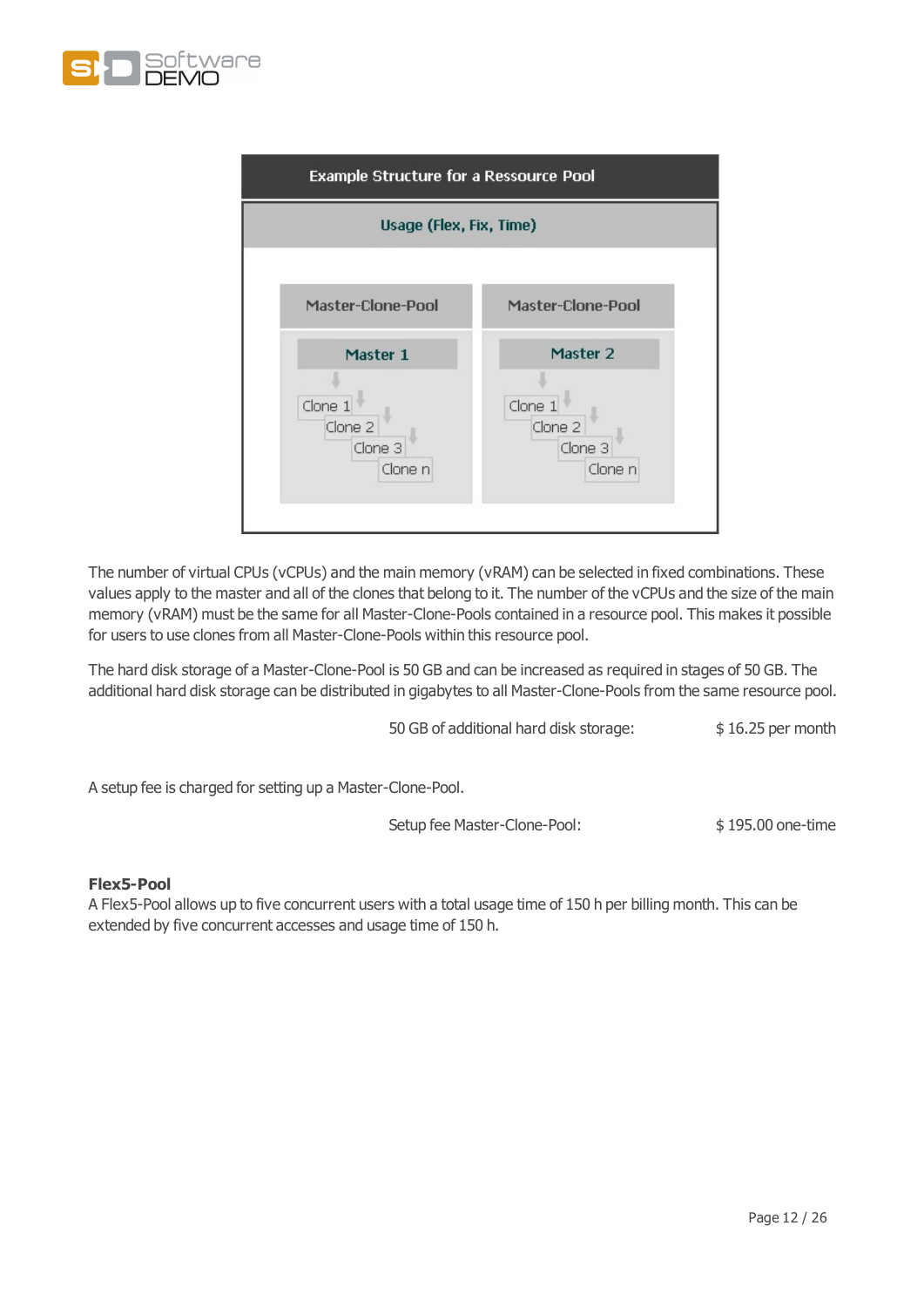The number of virtual CPUs (vCPUs) and the main memory (vRAM) can be selected in fixed combinations. These values apply to the master and all of the clones that belong to it. The number of the vCPUs and the size of the main memory (vRAM) must be the same for all Master-Clone-Pools contained in a resource pool. This makes it possible for users to use clones from all Master-Clone-Pools within this resource pool.

The hard disk storage of a Master-Clone-Pool is 50 GB and can be increased as required in stages of 50 GB. The additional hard disk storage can be distributed in gigabytes to all Master-Clone-Pools from the same resource pool.

| | |
|---|---|
| 50 GB of additional hard disk storage: | $ 16.25 per month |

A setup fee is charged for setting up a Master-Clone-Pool.

| | |
|---|---|
| Setup fee Master-Clone-Pool: | $ 195.00 one-time |

**Flex5-Pool**
A Flex5-Pool allows up to five concurrent users with a total usage time of 150 h per billing month. This can be extended by five concurrent accesses and usage time of 150 h.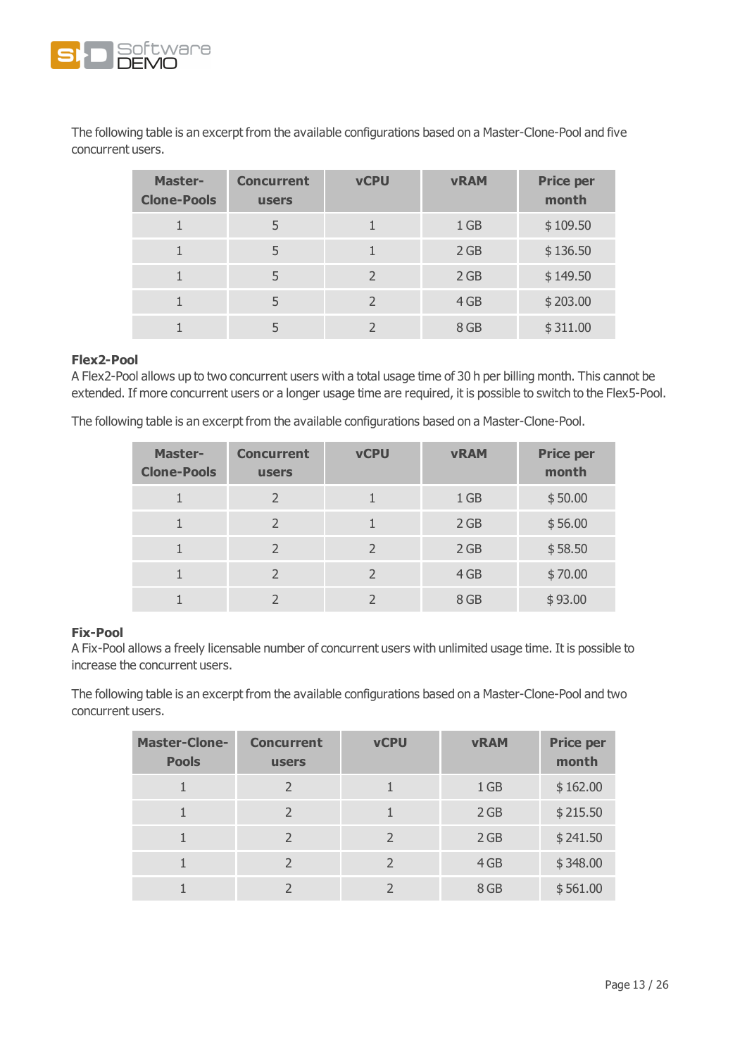The following table is an excerpt from the available configurations based on a Master-Clone-Pool and five concurrent users.

| Master-Clone-Pools | Concurrent users | vCPU | vRAM | Price per month |
|---|---|---|---|---|
| 1 | 5 | 1 | 1 GB | $ 109.50 |
| 1 | 5 | 1 | 2 GB | $ 136.50 |
| 1 | 5 | 2 | 2 GB | $ 149.50 |
| 1 | 5 | 2 | 4 GB | $ 203.00 |
| 1 | 5 | 2 | 8 GB | $ 311.00 |

**Flex2-Pool**
A Flex2-Pool allows up to two concurrent users with a total usage time of 30 h per billing month. This cannot be extended. If more concurrent users or a longer usage time are required, it is possible to switch to the Flex5-Pool.

The following table is an excerpt from the available configurations based on a Master-Clone-Pool.

| Master-Clone-Pools | Concurrent users | vCPU | vRAM | Price per month |
|---|---|---|---|---|
| 1 | 2 | 1 | 1 GB | $ 50.00 |
| 1 | 2 | 1 | 2 GB | $ 56.00 |
| 1 | 2 | 2 | 2 GB | $ 58.50 |
| 1 | 2 | 2 | 4 GB | $ 70.00 |
| 1 | 2 | 2 | 8 GB | $ 93.00 |

**Fix-Pool**
A Fix-Pool allows a freely licensable number of concurrent users with unlimited usage time. It is possible to increase the concurrent users.

The following table is an excerpt from the available configurations based on a Master-Clone-Pool and two concurrent users.

| Master-Clone-Pools | Concurrent users | vCPU | vRAM | Price per month |
|---|---|---|---|---|
| 1 | 2 | 1 | 1 GB | $ 162.00 |
| 1 | 2 | 1 | 2 GB | $ 215.50 |
| 1 | 2 | 2 | 2 GB | $ 241.50 |
| 1 | 2 | 2 | 4 GB | $ 348.00 |
| 1 | 2 | 2 | 8 GB | $ 561.00 |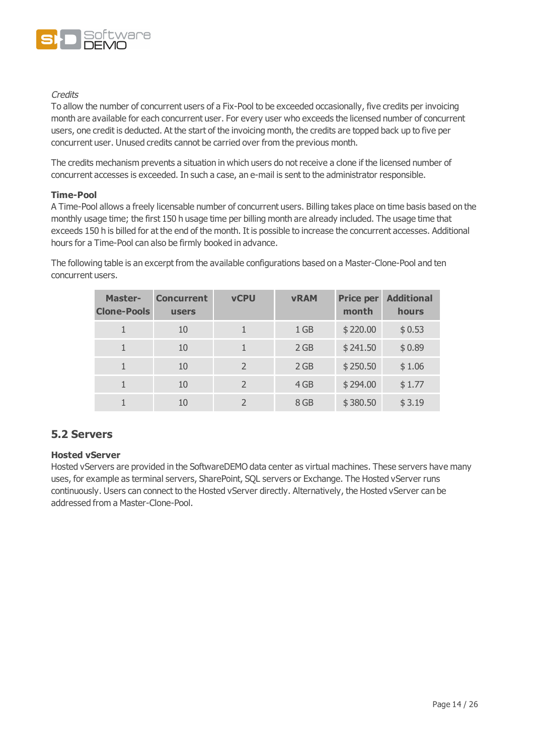*Credits*

To allow the number of concurrent users of a Fix-Pool to be exceeded occasionally, five credits per invoicing month are available for each concurrent user. For every user who exceeds the licensed number of concurrent users, one credit is deducted. At the start of the invoicing month, the credits are topped back up to five per concurrent user. Unused credits cannot be carried over from the previous month.

The credits mechanism prevents a situation in which users do not receive a clone if the licensed number of concurrent accesses is exceeded. In such a case, an e-mail is sent to the administrator responsible.

**Time-Pool**

A Time-Pool allows a freely licensable number of concurrent users. Billing takes place on time basis based on the monthly usage time; the first 150 h usage time per billing month are already included. The usage time that exceeds 150 h is billed for at the end of the month. It is possible to increase the concurrent accesses. Additional hours for a Time-Pool can also be firmly booked in advance.

The following table is an excerpt from the available configurations based on a Master-Clone-Pool and ten concurrent users.

| Master-Clone-Pools | Concurrent users | vCPU | vRAM | Price per month | Additional hours |
|---|---|---|---|---|---|
| 1 | 10 | 1 | 1 GB | $ 220.00 | $ 0.53 |
| 1 | 10 | 1 | 2 GB | $ 241.50 | $ 0.89 |
| 1 | 10 | 2 | 2 GB | $ 250.50 | $ 1.06 |
| 1 | 10 | 2 | 4 GB | $ 294.00 | $ 1.77 |
| 1 | 10 | 2 | 8 GB | $ 380.50 | $ 3.19 |

## 5.2 Servers

**Hosted vServer**

Hosted vServers are provided in the SoftwareDEMO data center as virtual machines. These servers have many uses, for example as terminal servers, SharePoint, SQL servers or Exchange. The Hosted vServer runs continuously. Users can connect to the Hosted vServer directly. Alternatively, the Hosted vServer can be addressed from a Master-Clone-Pool.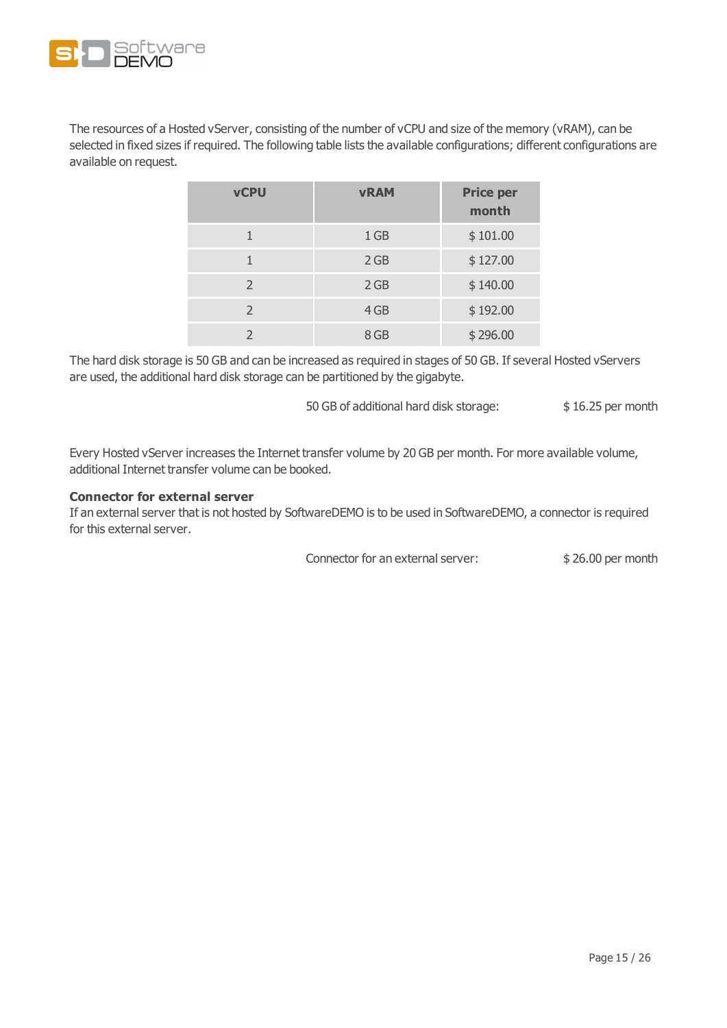The resources of a Hosted vServer, consisting of the number of vCPU and size of the memory (vRAM), can be selected in fixed sizes if required. The following table lists the available configurations; different configurations are available on request.

| vCPU | vRAM | Price per month |
|---|---|---|
| 1 | 1 GB | $ 101.00 |
| 1 | 2 GB | $ 127.00 |
| 2 | 2 GB | $ 140.00 |
| 2 | 4 GB | $ 192.00 |
| 2 | 8 GB | $ 296.00 |

The hard disk storage is 50 GB and can be increased as required in stages of 50 GB. If several Hosted vServers are used, the additional hard disk storage can be partitioned by the gigabyte.

50 GB of additional hard disk storage: $ 16.25 per month

Every Hosted vServer increases the Internet transfer volume by 20 GB per month. For more available volume, additional Internet transfer volume can be booked.

**Connector for external server**

If an external server that is not hosted by SoftwareDEMO is to be used in SoftwareDEMO, a connector is required for this external server.

Connector for an external server: $ 26.00 per month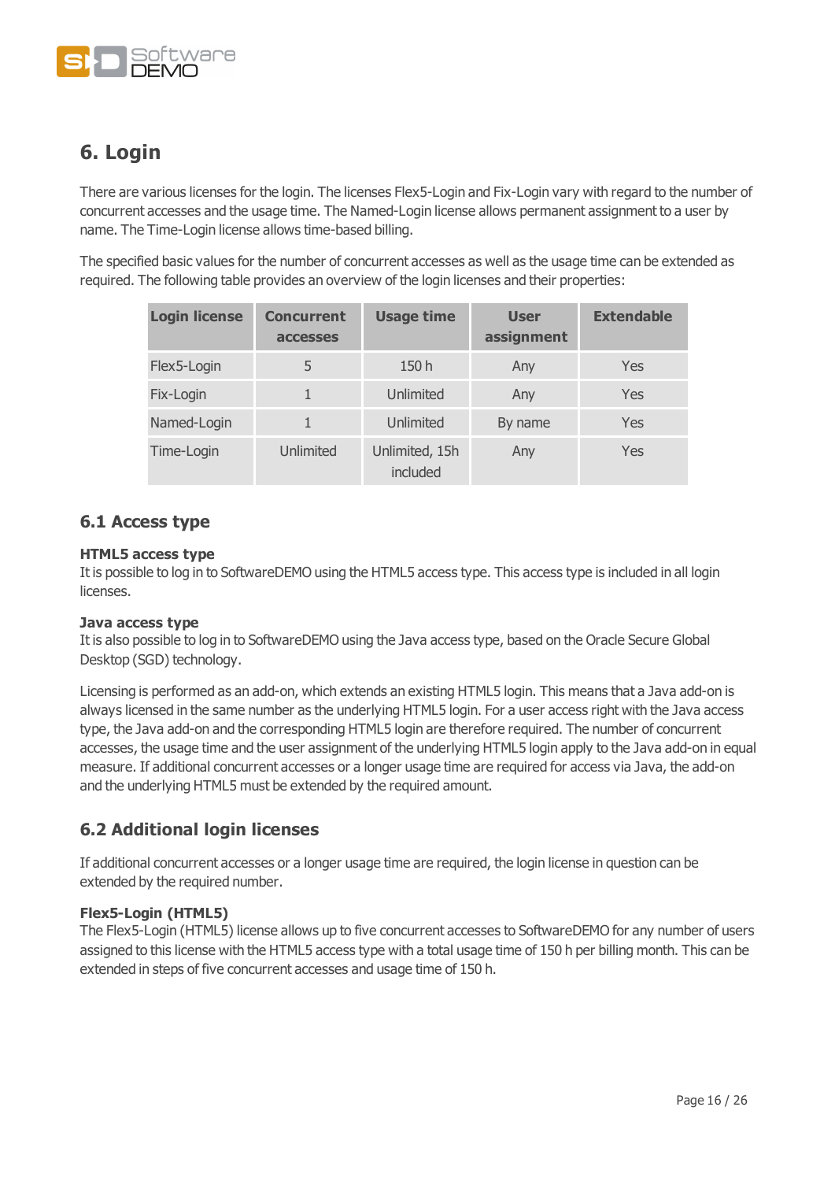# 6. Login

There are various licenses for the login. The licenses Flex5-Login and Fix-Login vary with regard to the number of concurrent accesses and the usage time. The Named-Login license allows permanent assignment to a user by name. The Time-Login license allows time-based billing.

The specified basic values for the number of concurrent accesses as well as the usage time can be extended as required. The following table provides an overview of the login licenses and their properties:

| Login license | Concurrent accesses | Usage time | User assignment | Extendable |
|---|---|---|---|---|
| Flex5-Login | 5 | 150 h | Any | Yes |
| Fix-Login | 1 | Unlimited | Any | Yes |
| Named-Login | 1 | Unlimited | By name | Yes |
| Time-Login | Unlimited | Unlimited, 15h included | Any | Yes |

## 6.1 Access type

**HTML5 access type**
It is possible to log in to SoftwareDEMO using the HTML5 access type. This access type is included in all login licenses.

**Java access type**
It is also possible to log in to SoftwareDEMO using the Java access type, based on the Oracle Secure Global Desktop (SGD) technology.

Licensing is performed as an add-on, which extends an existing HTML5 login. This means that a Java add-on is always licensed in the same number as the underlying HTML5 login. For a user access right with the Java access type, the Java add-on and the corresponding HTML5 login are therefore required. The number of concurrent accesses, the usage time and the user assignment of the underlying HTML5 login apply to the Java add-on in equal measure. If additional concurrent accesses or a longer usage time are required for access via Java, the add-on and the underlying HTML5 must be extended by the required amount.

## 6.2 Additional login licenses

If additional concurrent accesses or a longer usage time are required, the login license in question can be extended by the required number.

**Flex5-Login (HTML5)**
The Flex5-Login (HTML5) license allows up to five concurrent accesses to SoftwareDEMO for any number of users assigned to this license with the HTML5 access type with a total usage time of 150 h per billing month. This can be extended in steps of five concurrent accesses and usage time of 150 h.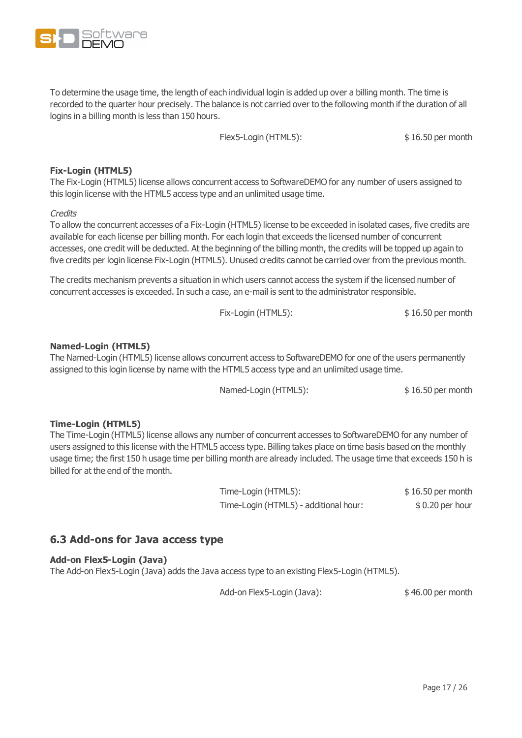To determine the usage time, the length of each individual login is added up over a billing month. The time is recorded to the quarter hour precisely. The balance is not carried over to the following month if the duration of all logins in a billing month is less than 150 hours.

| | |
|---|---|
| Flex5-Login (HTML5): | $ 16.50 per month |

**Fix-Login (HTML5)**
The Fix-Login (HTML5) license allows concurrent access to SoftwareDEMO for any number of users assigned to this login license with the HTML5 access type and an unlimited usage time.

*Credits*
To allow the concurrent accesses of a Fix-Login (HTML5) license to be exceeded in isolated cases, five credits are available for each license per billing month. For each login that exceeds the licensed number of concurrent accesses, one credit will be deducted. At the beginning of the billing month, the credits will be topped up again to five credits per login license Fix-Login (HTML5). Unused credits cannot be carried over from the previous month.

The credits mechanism prevents a situation in which users cannot access the system if the licensed number of concurrent accesses is exceeded. In such a case, an e-mail is sent to the administrator responsible.

| | |
|---|---|
| Fix-Login (HTML5): | $ 16.50 per month |

**Named-Login (HTML5)**
The Named-Login (HTML5) license allows concurrent access to SoftwareDEMO for one of the users permanently assigned to this login license by name with the HTML5 access type and an unlimited usage time.

| | |
|---|---|
| Named-Login (HTML5): | $ 16.50 per month |

**Time-Login (HTML5)**
The Time-Login (HTML5) license allows any number of concurrent accesses to SoftwareDEMO for any number of users assigned to this license with the HTML5 access type. Billing takes place on time basis based on the monthly usage time; the first 150 h usage time per billing month are already included. The usage time that exceeds 150 h is billed for at the end of the month.

| | |
|---|---|
| Time-Login (HTML5): | $ 16.50 per month |
| Time-Login (HTML5) - additional hour: | $ 0.20 per hour |

## 6.3 Add-ons for Java access type

**Add-on Flex5-Login (Java)**
The Add-on Flex5-Login (Java) adds the Java access type to an existing Flex5-Login (HTML5).

| | |
|---|---|
| Add-on Flex5-Login (Java): | $ 46.00 per month |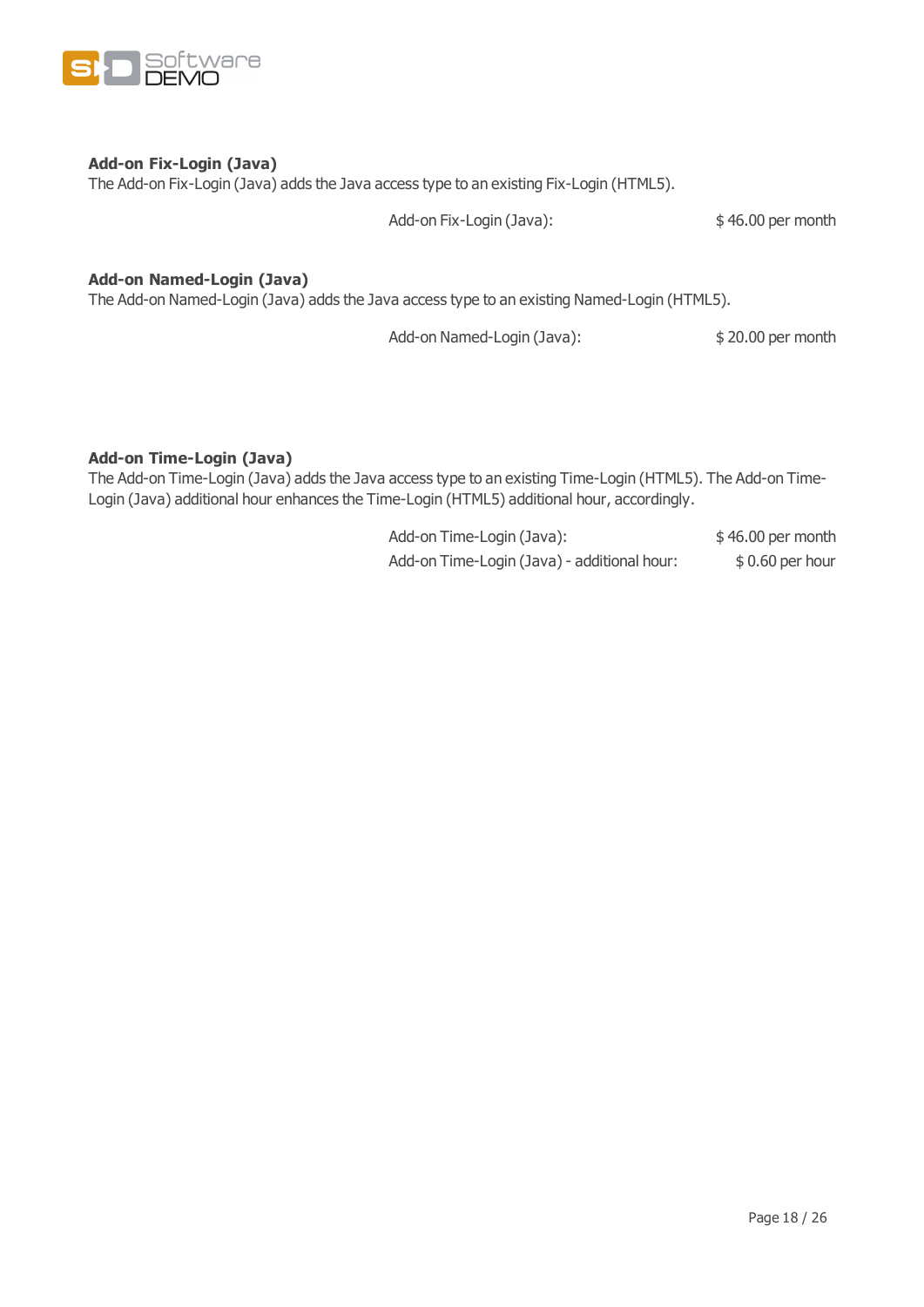**Add-on Fix-Login (Java)**

The Add-on Fix-Login (Java) adds the Java access type to an existing Fix-Login (HTML5).

| | |
|---|---|
| Add-on Fix-Login (Java): | $ 46.00 per month |

**Add-on Named-Login (Java)**

The Add-on Named-Login (Java) adds the Java access type to an existing Named-Login (HTML5).

| | |
|---|---|
| Add-on Named-Login (Java): | $ 20.00 per month |

**Add-on Time-Login (Java)**

The Add-on Time-Login (Java) adds the Java access type to an existing Time-Login (HTML5). The Add-on Time-Login (Java) additional hour enhances the Time-Login (HTML5) additional hour, accordingly.

| | |
|---|---|
| Add-on Time-Login (Java): | $ 46.00 per month |
| Add-on Time-Login (Java) - additional hour: | $ 0.60 per hour |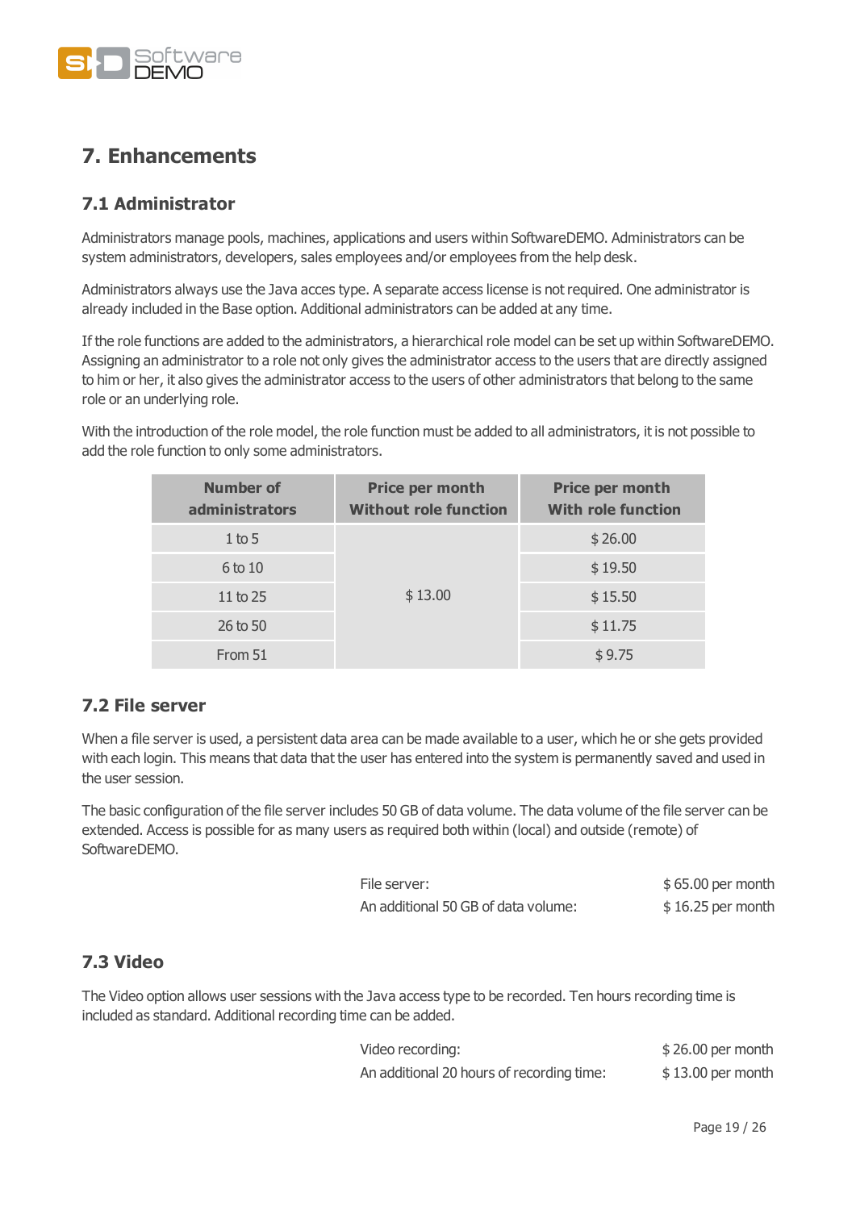# 7. Enhancements

## 7.1 Administrator

Administrators manage pools, machines, applications and users within SoftwareDEMO. Administrators can be system administrators, developers, sales employees and/or employees from the help desk.

Administrators always use the Java acces type. A separate access license is not required. One administrator is already included in the Base option. Additional administrators can be added at any time.

If the role functions are added to the administrators, a hierarchical role model can be set up within SoftwareDEMO. Assigning an administrator to a role not only gives the administrator access to the users that are directly assigned to him or her, it also gives the administrator access to the users of other administrators that belong to the same role or an underlying role.

With the introduction of the role model, the role function must be added to all administrators, it is not possible to add the role function to only some administrators.

| Number of administrators | Price per month Without role function | Price per month With role function |
|---|---|---|
| 1 to 5 | $ 13.00 | $ 26.00 |
| 6 to 10 | | $ 19.50 |
| 11 to 25 | | $ 15.50 |
| 26 to 50 | | $ 11.75 |
| From 51 | | $ 9.75 |

## 7.2 File server

When a file server is used, a persistent data area can be made available to a user, which he or she gets provided with each login. This means that data that the user has entered into the system is permanently saved and used in the user session.

The basic configuration of the file server includes 50 GB of data volume. The data volume of the file server can be extended. Access is possible for as many users as required both within (local) and outside (remote) of SoftwareDEMO.

| | |
|---|---|
| File server: | $ 65.00 per month |
| An additional 50 GB of data volume: | $ 16.25 per month |

## 7.3 Video

The Video option allows user sessions with the Java access type to be recorded. Ten hours recording time is included as standard. Additional recording time can be added.

| | |
|---|---|
| Video recording: | $ 26.00 per month |
| An additional 20 hours of recording time: | $ 13.00 per month |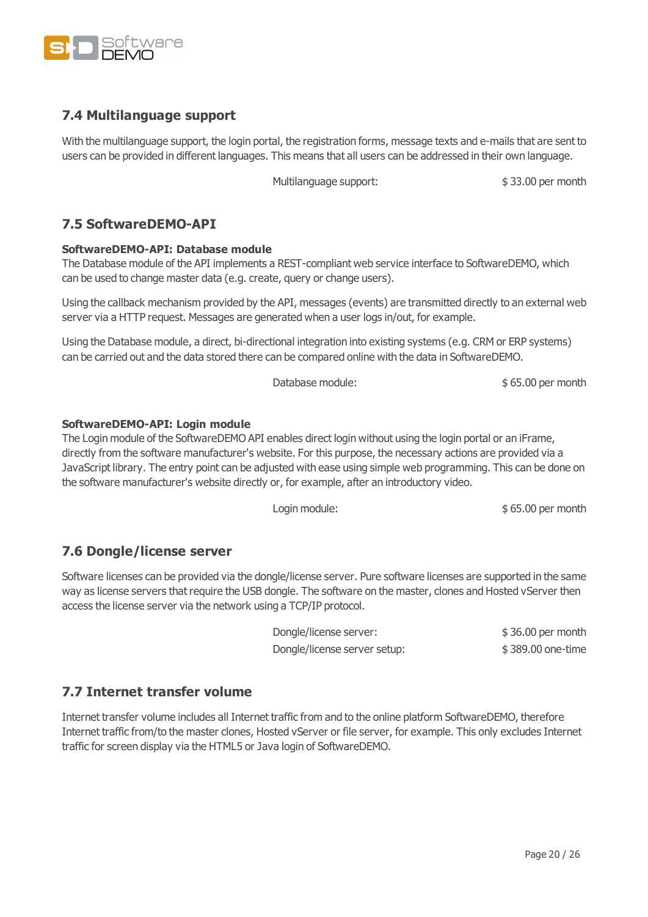## 7.4 Multilanguage support

With the multilanguage support, the login portal, the registration forms, message texts and e-mails that are sent to users can be provided in different languages. This means that all users can be addressed in their own language.

| | |
|---|---|
| Multilanguage support: | $ 33.00 per month |

## 7.5 SoftwareDEMO-API

**SoftwareDEMO-API: Database module**

The Database module of the API implements a REST-compliant web service interface to SoftwareDEMO, which can be used to change master data (e.g. create, query or change users).

Using the callback mechanism provided by the API, messages (events) are transmitted directly to an external web server via a HTTP request. Messages are generated when a user logs in/out, for example.

Using the Database module, a direct, bi-directional integration into existing systems (e.g. CRM or ERP systems) can be carried out and the data stored there can be compared online with the data in SoftwareDEMO.

| | |
|---|---|
| Database module: | $ 65.00 per month |

**SoftwareDEMO-API: Login module**

The Login module of the SoftwareDEMO API enables direct login without using the login portal or an iFrame, directly from the software manufacturer's website. For this purpose, the necessary actions are provided via a JavaScript library. The entry point can be adjusted with ease using simple web programming. This can be done on the software manufacturer's website directly or, for example, after an introductory video.

| | |
|---|---|
| Login module: | $ 65.00 per month |

## 7.6 Dongle/license server

Software licenses can be provided via the dongle/license server. Pure software licenses are supported in the same way as license servers that require the USB dongle. The software on the master, clones and Hosted vServer then access the license server via the network using a TCP/IP protocol.

| | |
|---|---|
| Dongle/license server: | $ 36.00 per month |
| Dongle/license server setup: | $ 389.00 one-time |

## 7.7 Internet transfer volume

Internet transfer volume includes all Internet traffic from and to the online platform SoftwareDEMO, therefore Internet traffic from/to the master clones, Hosted vServer or file server, for example. This only excludes Internet traffic for screen display via the HTML5 or Java login of SoftwareDEMO.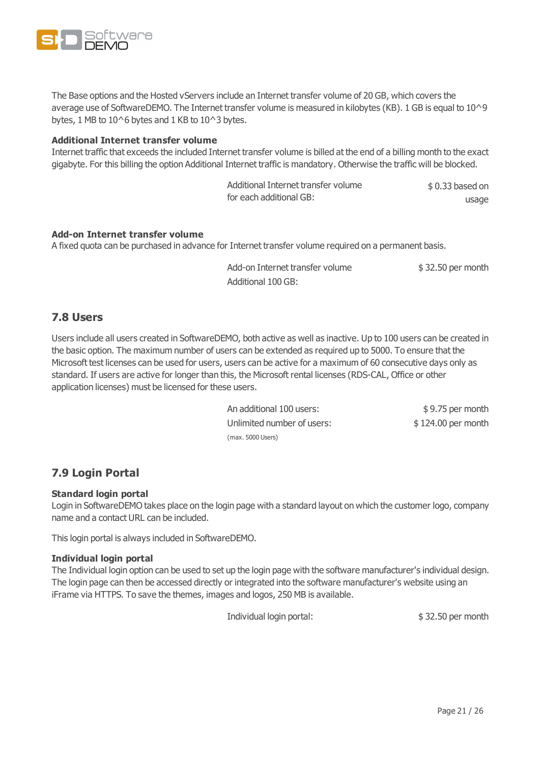The Base options and the Hosted vServers include an Internet transfer volume of 20 GB, which covers the average use of SoftwareDEMO. The Internet transfer volume is measured in kilobytes (KB). 1 GB is equal to 10^9 bytes, 1 MB to 10^6 bytes and 1 KB to 10^3 bytes.

**Additional Internet transfer volume**
Internet traffic that exceeds the included Internet transfer volume is billed at the end of a billing month to the exact gigabyte. For this billing the option Additional Internet traffic is mandatory. Otherwise the traffic will be blocked.

| | |
|---|---|
| Additional Internet transfer volume for each additional GB: | $ 0.33 based on usage |

**Add-on Internet transfer volume**
A fixed quota can be purchased in advance for Internet transfer volume required on a permanent basis.

| | |
|---|---|
| Add-on Internet transfer volume Additional 100 GB: | $ 32.50 per month |

## 7.8 Users

Users include all users created in SoftwareDEMO, both active as well as inactive. Up to 100 users can be created in the basic option. The maximum number of users can be extended as required up to 5000. To ensure that the Microsoft test licenses can be used for users, users can be active for a maximum of 60 consecutive days only as standard. If users are active for longer than this, the Microsoft rental licenses (RDS-CAL, Office or other application licenses) must be licensed for these users.

| | |
|---|---|
| An additional 100 users: | $ 9.75 per month |
| Unlimited number of users: (max. 5000 Users) | $ 124.00 per month |

## 7.9 Login Portal

**Standard login portal**
Login in SoftwareDEMO takes place on the login page with a standard layout on which the customer logo, company name and a contact URL can be included.

This login portal is always included in SoftwareDEMO.

**Individual login portal**
The Individual login option can be used to set up the login page with the software manufacturer's individual design. The login page can then be accessed directly or integrated into the software manufacturer's website using an iFrame via HTTPS. To save the themes, images and logos, 250 MB is available.

| | |
|---|---|
| Individual login portal: | $ 32.50 per month |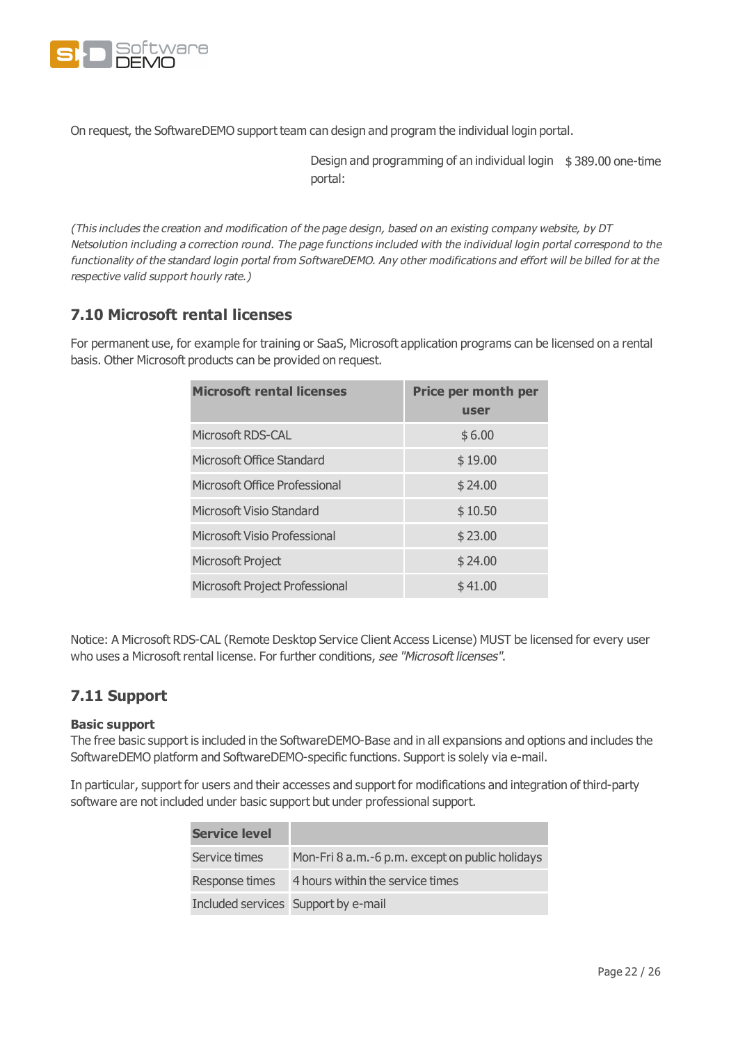On request, the SoftwareDEMO support team can design and program the individual login portal.

| | |
|---|---|
| Design and programming of an individual login portal: | $ 389.00 one-time |

*(This includes the creation and modification of the page design, based on an existing company website, by DT Netsolution including a correction round. The page functions included with the individual login portal correspond to the functionality of the standard login portal from SoftwareDEMO. Any other modifications and effort will be billed for at the respective valid support hourly rate.)*

## 7.10 Microsoft rental licenses

For permanent use, for example for training or SaaS, Microsoft application programs can be licensed on a rental basis. Other Microsoft products can be provided on request.

| Microsoft rental licenses | Price per month per user |
|---|---|
| Microsoft RDS-CAL | $ 6.00 |
| Microsoft Office Standard | $ 19.00 |
| Microsoft Office Professional | $ 24.00 |
| Microsoft Visio Standard | $ 10.50 |
| Microsoft Visio Professional | $ 23.00 |
| Microsoft Project | $ 24.00 |
| Microsoft Project Professional | $ 41.00 |

Notice: A Microsoft RDS-CAL (Remote Desktop Service Client Access License) MUST be licensed for every user who uses a Microsoft rental license. For further conditions, *see "Microsoft licenses"*.

## 7.11 Support

**Basic support**
The free basic support is included in the SoftwareDEMO-Base and in all expansions and options and includes the SoftwareDEMO platform and SoftwareDEMO-specific functions. Support is solely via e-mail.

In particular, support for users and their accesses and support for modifications and integration of third-party software are not included under basic support but under professional support.

| Service level | |
|---|---|
| Service times | Mon-Fri 8 a.m.-6 p.m. except on public holidays |
| Response times | 4 hours within the service times |
| Included services | Support by e-mail |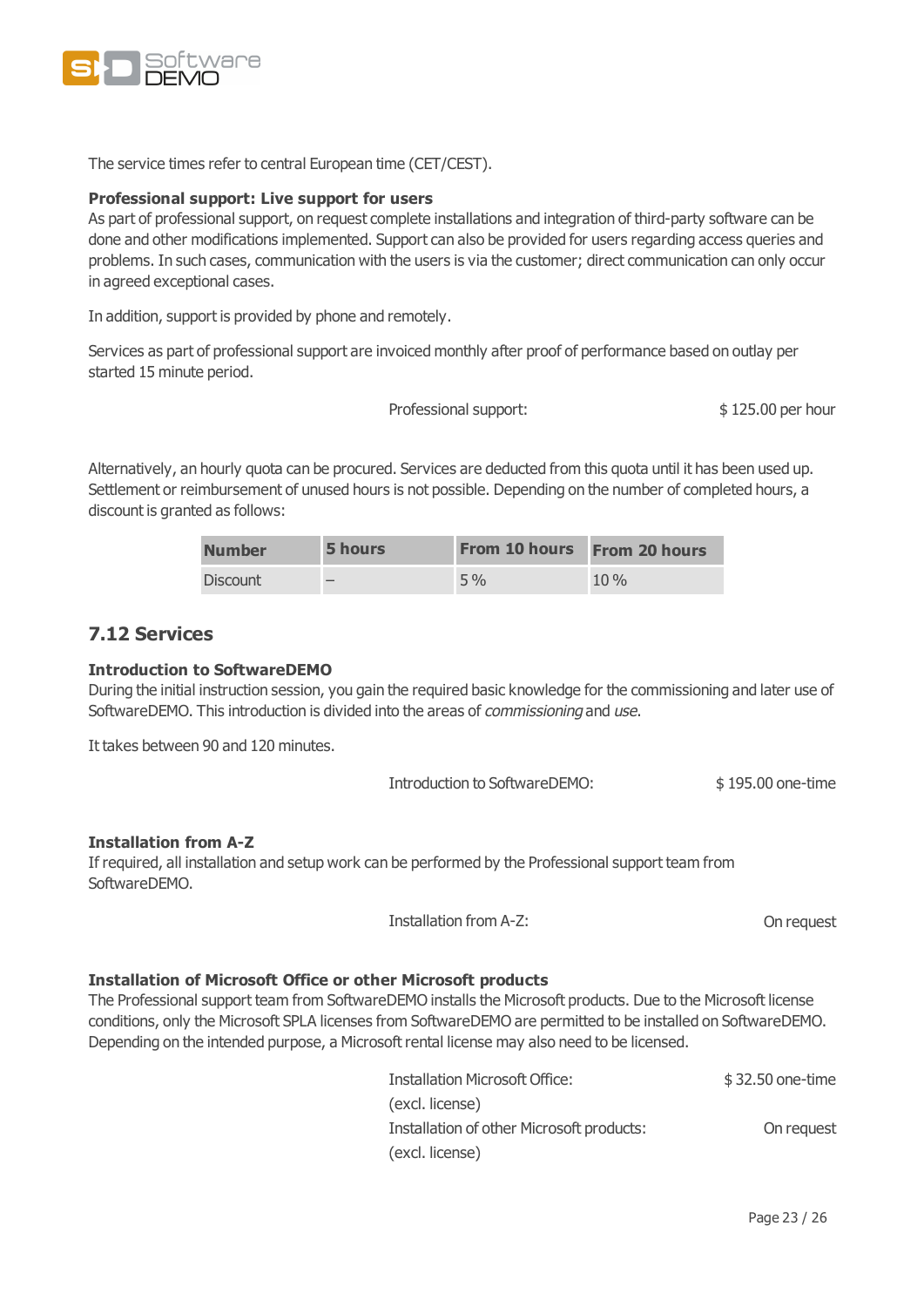The service times refer to central European time (CET/CEST).

**Professional support: Live support for users**
As part of professional support, on request complete installations and integration of third-party software can be done and other modifications implemented. Support can also be provided for users regarding access queries and problems. In such cases, communication with the users is via the customer; direct communication can only occur in agreed exceptional cases.

In addition, support is provided by phone and remotely.

Services as part of professional support are invoiced monthly after proof of performance based on outlay per started 15 minute period.

| | |
|---|---|
| Professional support: | $ 125.00 per hour |

Alternatively, an hourly quota can be procured. Services are deducted from this quota until it has been used up. Settlement or reimbursement of unused hours is not possible. Depending on the number of completed hours, a discount is granted as follows:

| Number | 5 hours | From 10 hours | From 20 hours |
|---|---|---|---|
| Discount | – | 5 % | 10 % |

## 7.12 Services

**Introduction to SoftwareDEMO**
During the initial instruction session, you gain the required basic knowledge for the commissioning and later use of SoftwareDEMO. This introduction is divided into the areas of *commissioning* and *use*.

It takes between 90 and 120 minutes.

| | |
|---|---|
| Introduction to SoftwareDEMO: | $ 195.00 one-time |

**Installation from A-Z**
If required, all installation and setup work can be performed by the Professional support team from SoftwareDEMO.

| | |
|---|---|
| Installation from A-Z: | On request |

**Installation of Microsoft Office or other Microsoft products**
The Professional support team from SoftwareDEMO installs the Microsoft products. Due to the Microsoft license conditions, only the Microsoft SPLA licenses from SoftwareDEMO are permitted to be installed on SoftwareDEMO. Depending on the intended purpose, a Microsoft rental license may also need to be licensed.

| | |
|---|---|
| Installation Microsoft Office: (excl. license) | $ 32.50 one-time |
| Installation of other Microsoft products: (excl. license) | On request |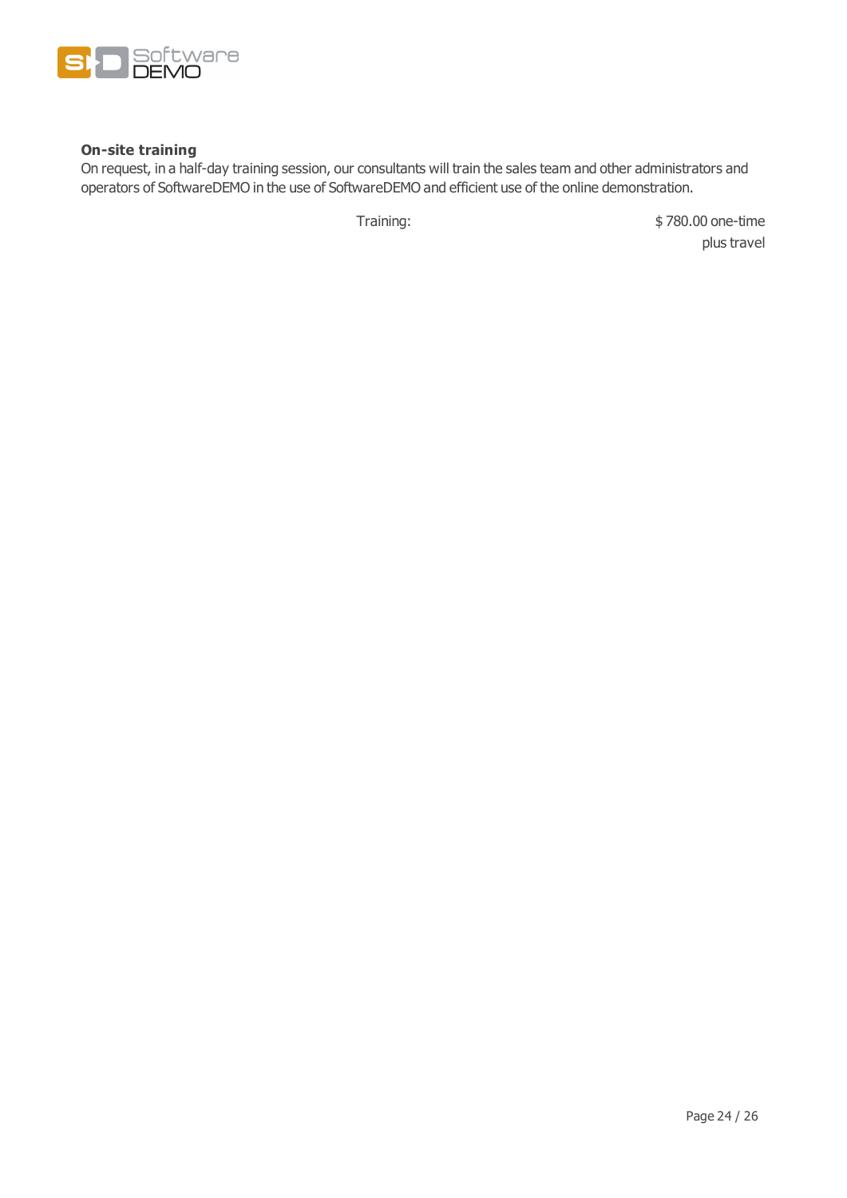**On-site training**

On request, in a half-day training session, our consultants will train the sales team and other administrators and operators of SoftwareDEMO in the use of SoftwareDEMO and efficient use of the online demonstration.

| | |
|---|---|
| Training: | $ 780.00 one-time plus travel |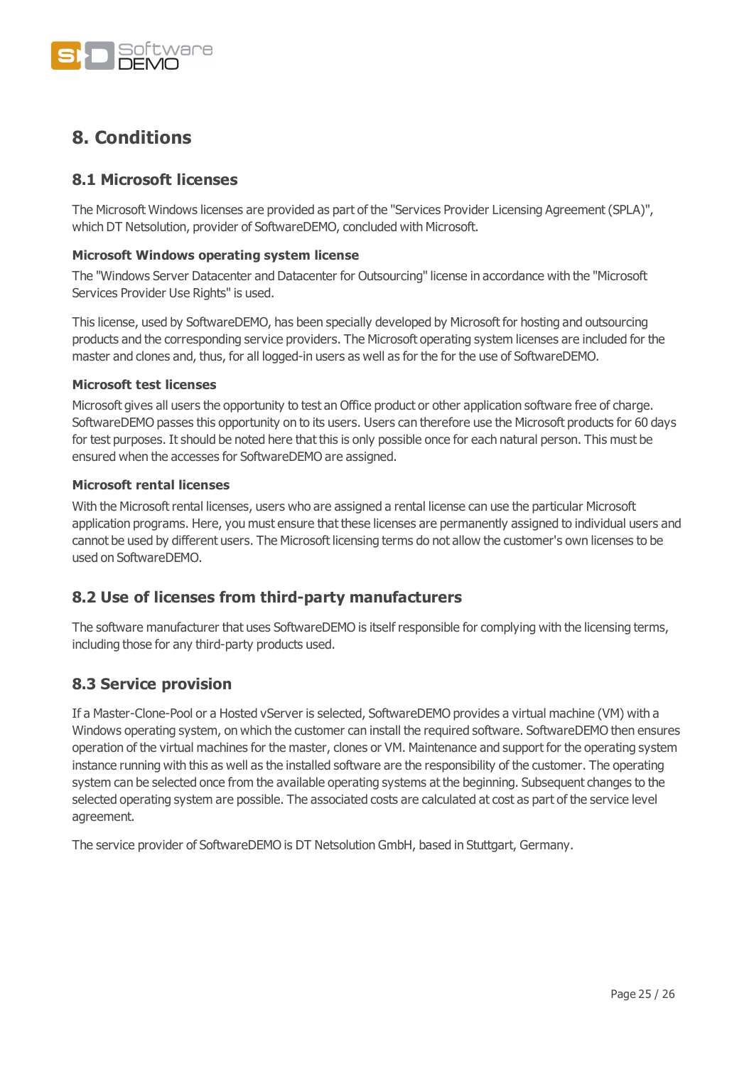# 8. Conditions

## 8.1 Microsoft licenses

The Microsoft Windows licenses are provided as part of the "Services Provider Licensing Agreement (SPLA)", which DT Netsolution, provider of SoftwareDEMO, concluded with Microsoft.

#### Microsoft Windows operating system license

The "Windows Server Datacenter and Datacenter for Outsourcing" license in accordance with the "Microsoft Services Provider Use Rights" is used.

This license, used by SoftwareDEMO, has been specially developed by Microsoft for hosting and outsourcing products and the corresponding service providers. The Microsoft operating system licenses are included for the master and clones and, thus, for all logged-in users as well as for the for the use of SoftwareDEMO.

#### Microsoft test licenses

Microsoft gives all users the opportunity to test an Office product or other application software free of charge. SoftwareDEMO passes this opportunity on to its users. Users can therefore use the Microsoft products for 60 days for test purposes. It should be noted here that this is only possible once for each natural person. This must be ensured when the accesses for SoftwareDEMO are assigned.

#### Microsoft rental licenses

With the Microsoft rental licenses, users who are assigned a rental license can use the particular Microsoft application programs. Here, you must ensure that these licenses are permanently assigned to individual users and cannot be used by different users. The Microsoft licensing terms do not allow the customer's own licenses to be used on SoftwareDEMO.

## 8.2 Use of licenses from third-party manufacturers

The software manufacturer that uses SoftwareDEMO is itself responsible for complying with the licensing terms, including those for any third-party products used.

## 8.3 Service provision

If a Master-Clone-Pool or a Hosted vServer is selected, SoftwareDEMO provides a virtual machine (VM) with a Windows operating system, on which the customer can install the required software. SoftwareDEMO then ensures operation of the virtual machines for the master, clones or VM. Maintenance and support for the operating system instance running with this as well as the installed software are the responsibility of the customer. The operating system can be selected once from the available operating systems at the beginning. Subsequent changes to the selected operating system are possible. The associated costs are calculated at cost as part of the service level agreement.

The service provider of SoftwareDEMO is DT Netsolution GmbH, based in Stuttgart, Germany.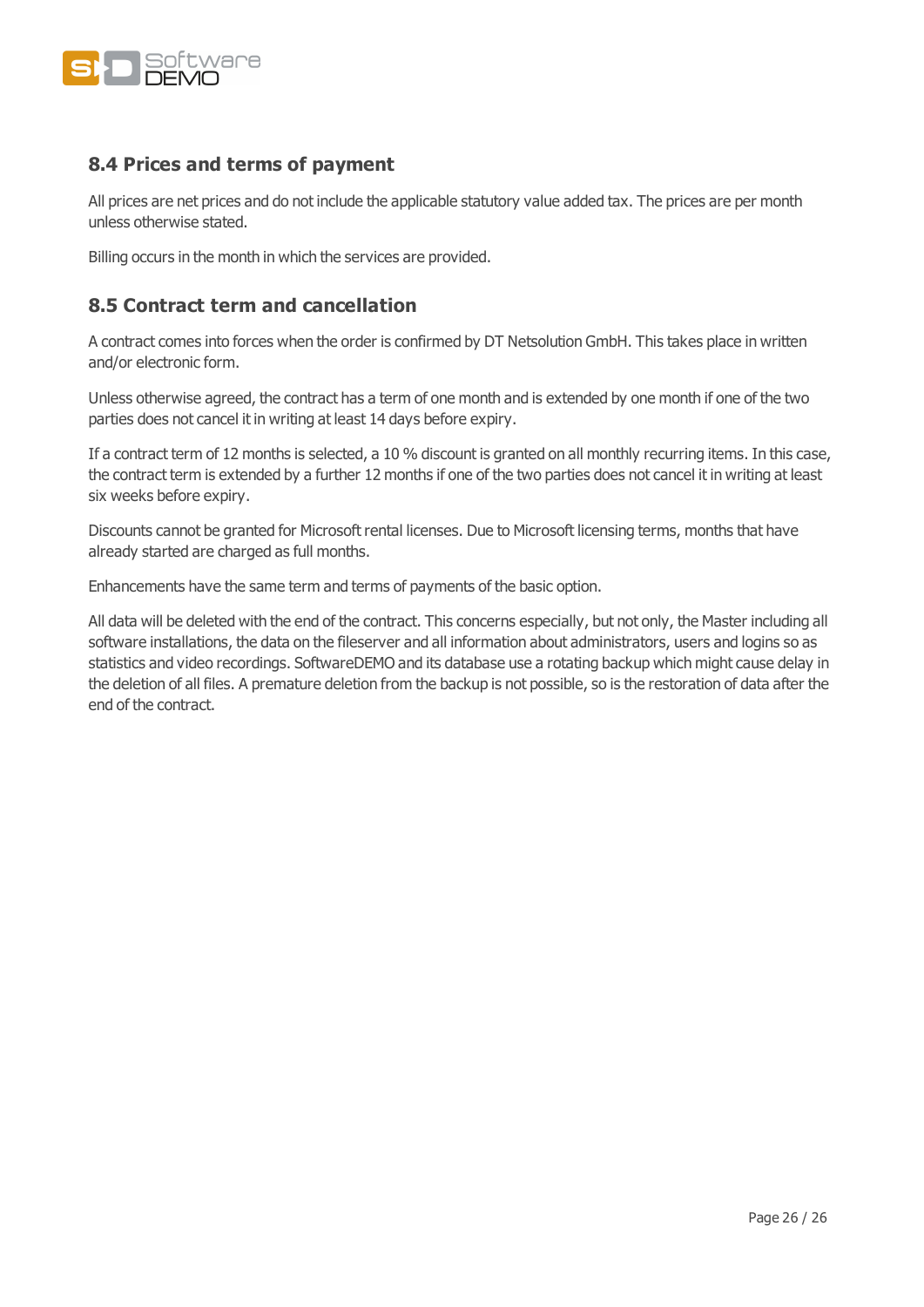## 8.4 Prices and terms of payment

All prices are net prices and do not include the applicable statutory value added tax. The prices are per month unless otherwise stated.

Billing occurs in the month in which the services are provided.

## 8.5 Contract term and cancellation

A contract comes into forces when the order is confirmed by DT Netsolution GmbH. This takes place in written and/or electronic form.

Unless otherwise agreed, the contract has a term of one month and is extended by one month if one of the two parties does not cancel it in writing at least 14 days before expiry.

If a contract term of 12 months is selected, a 10 % discount is granted on all monthly recurring items. In this case, the contract term is extended by a further 12 months if one of the two parties does not cancel it in writing at least six weeks before expiry.

Discounts cannot be granted for Microsoft rental licenses. Due to Microsoft licensing terms, months that have already started are charged as full months.

Enhancements have the same term and terms of payments of the basic option.

All data will be deleted with the end of the contract. This concerns especially, but not only, the Master including all software installations, the data on the fileserver and all information about administrators, users and logins so as statistics and video recordings. SoftwareDEMO and its database use a rotating backup which might cause delay in the deletion of all files. A premature deletion from the backup is not possible, so is the restoration of data after the end of the contract.